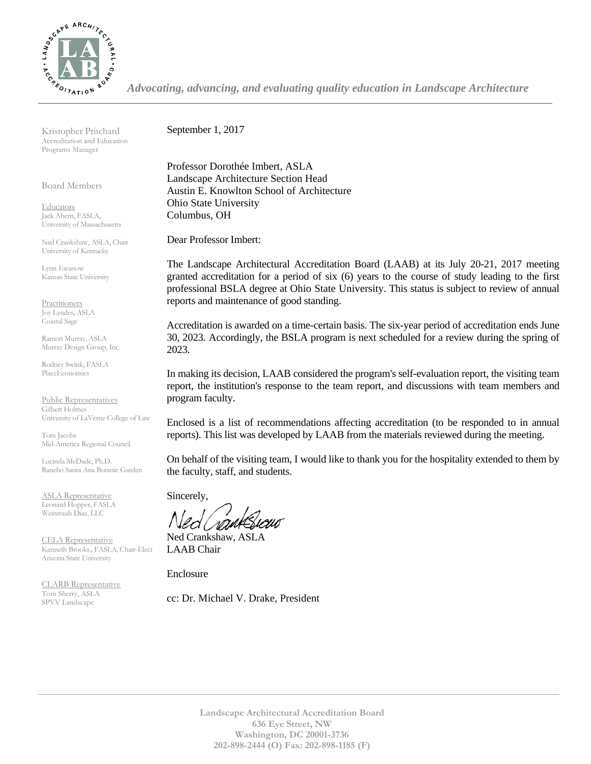*Advocating, advancing, and evaluating quality education in Landscape Architecture*

Kristopher Pritchard
Accreditation and Education Programs Manager

Board Members

Educators
Jack Ahern, FASLA, University of Massachusetts

Ned Crankshaw, ASLA, Chair
University of Kentucky

Lynn Ewanow
Kansas State University

Practitioners
Joy Lyndes, ASLA
Coastal Sage

Ramon Murray, ASLA
Murray Design Group, Inc.

Rodney Swink, FASLA
PlaceEconomics

Public Representatives
Gilbert Holmes
University of LaVerne College of Law

Tom Jacobs
Mid-America Regional Council

Lucinda McDade, Ph.D.
Rancho Santa Ana Botanic Garden

ASLA Representative
Leonard Hopper, FASLA
Weintraub Diaz, LLC

CELA Representative
Kenneth Brooks., FASLA, Chair-Elect
Arizona State University

CLARB Representative
Tom Sherry, ASLA
SPVV Landscape

September 1, 2017

Professor Dorothée Imbert, ASLA
Landscape Architecture Section Head
Austin E. Knowlton School of Architecture
Ohio State University
Columbus, OH

Dear Professor Imbert:

The Landscape Architectural Accreditation Board (LAAB) at its July 20-21, 2017 meeting granted accreditation for a period of six (6) years to the course of study leading to the first professional BSLA degree at Ohio State University. This status is subject to review of annual reports and maintenance of good standing.

Accreditation is awarded on a time-certain basis. The six-year period of accreditation ends June 30, 2023. Accordingly, the BSLA program is next scheduled for a review during the spring of 2023.

In making its decision, LAAB considered the program's self-evaluation report, the visiting team report, the institution's response to the team report, and discussions with team members and program faculty.

Enclosed is a list of recommendations affecting accreditation (to be responded to in annual reports). This list was developed by LAAB from the materials reviewed during the meeting.

On behalf of the visiting team, I would like to thank you for the hospitality extended to them by the faculty, staff, and students.

Sincerely,

Ned Crankshaw, ASLA
LAAB Chair

Enclosure

cc: Dr. Michael V. Drake, President

**Landscape Architectural Accreditation Board**
**636 Eye Street, NW**
**Washington, DC 20001-3736**
**202-898-2444 (O) Fax: 202-898-1185 (F)**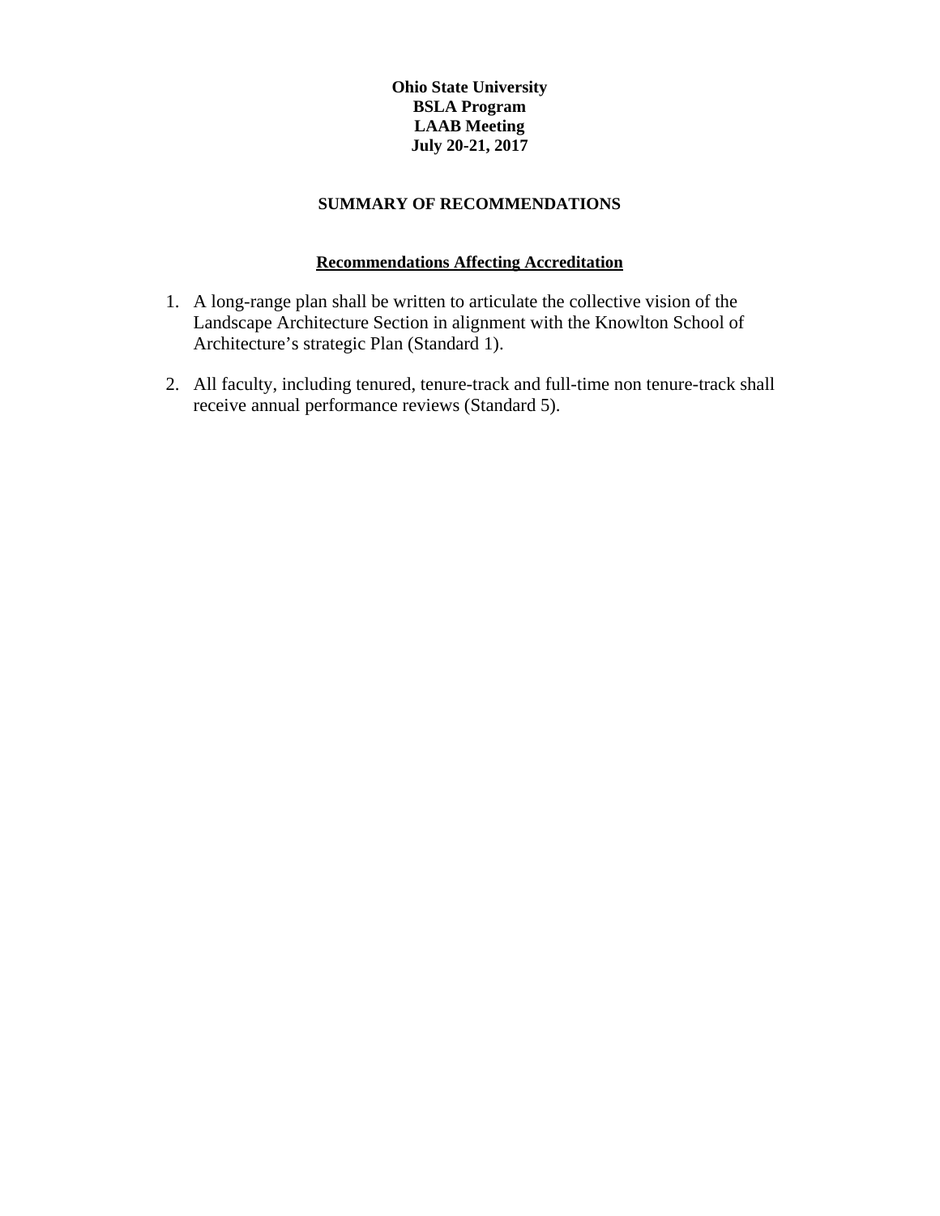**Ohio State University**
**BSLA Program**
**LAAB Meeting**
**July 20-21, 2017**

**SUMMARY OF RECOMMENDATIONS**

**Recommendations Affecting Accreditation**

1. A long-range plan shall be written to articulate the collective vision of the Landscape Architecture Section in alignment with the Knowlton School of Architecture's strategic Plan (Standard 1).

2. All faculty, including tenured, tenure-track and full-time non tenure-track shall receive annual performance reviews (Standard 5).